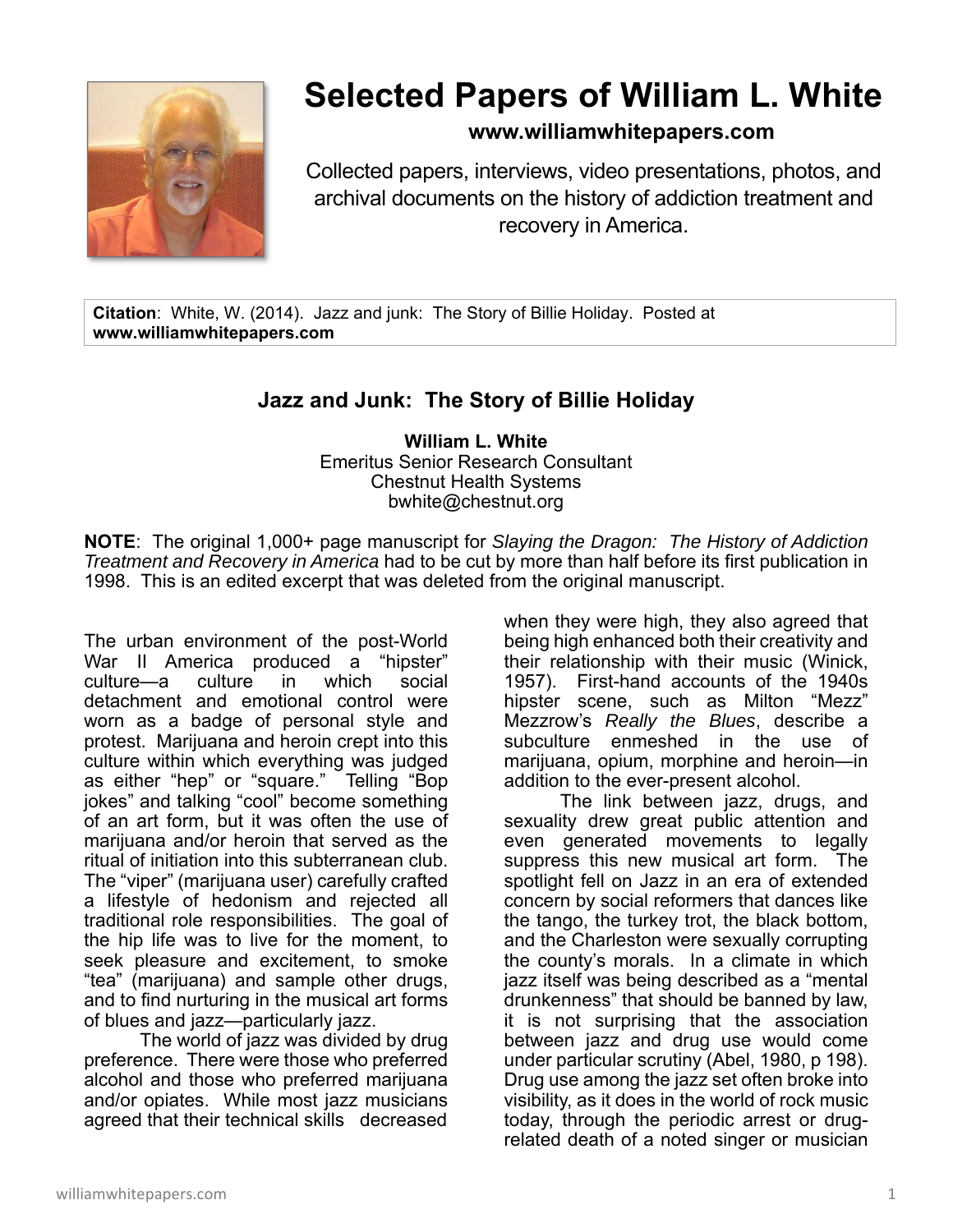# Selected Papers of William L. White

**www.williamwhitepapers.com**

Collected papers, interviews, video presentations, photos, and archival documents on the history of addiction treatment and recovery in America.

**Citation**: White, W. (2014). Jazz and junk: The Story of Billie Holiday. Posted at **www.williamwhitepapers.com**

## Jazz and Junk: The Story of Billie Holiday

**William L. White**
Emeritus Senior Research Consultant
Chestnut Health Systems
bwhite@chestnut.org

**NOTE**: The original 1,000+ page manuscript for *Slaying the Dragon: The History of Addiction Treatment and Recovery in America* had to be cut by more than half before its first publication in 1998. This is an edited excerpt that was deleted from the original manuscript.

The urban environment of the post-World War II America produced a "hipster" culture—a culture in which social detachment and emotional control were worn as a badge of personal style and protest. Marijuana and heroin crept into this culture within which everything was judged as either "hep" or "square." Telling "Bop jokes" and talking "cool" become something of an art form, but it was often the use of marijuana and/or heroin that served as the ritual of initiation into this subterranean club. The "viper" (marijuana user) carefully crafted a lifestyle of hedonism and rejected all traditional role responsibilities. The goal of the hip life was to live for the moment, to seek pleasure and excitement, to smoke "tea" (marijuana) and sample other drugs, and to find nurturing in the musical art forms of blues and jazz—particularly jazz.

The world of jazz was divided by drug preference. There were those who preferred alcohol and those who preferred marijuana and/or opiates. While most jazz musicians agreed that their technical skills decreased when they were high, they also agreed that being high enhanced both their creativity and their relationship with their music (Winick, 1957). First-hand accounts of the 1940s hipster scene, such as Milton "Mezz" Mezzrow's *Really the Blues*, describe a subculture enmeshed in the use of marijuana, opium, morphine and heroin—in addition to the ever-present alcohol.

The link between jazz, drugs, and sexuality drew great public attention and even generated movements to legally suppress this new musical art form. The spotlight fell on Jazz in an era of extended concern by social reformers that dances like the tango, the turkey trot, the black bottom, and the Charleston were sexually corrupting the county's morals. In a climate in which jazz itself was being described as a "mental drunkenness" that should be banned by law, it is not surprising that the association between jazz and drug use would come under particular scrutiny (Abel, 1980, p 198). Drug use among the jazz set often broke into visibility, as it does in the world of rock music today, through the periodic arrest or drug-related death of a noted singer or musician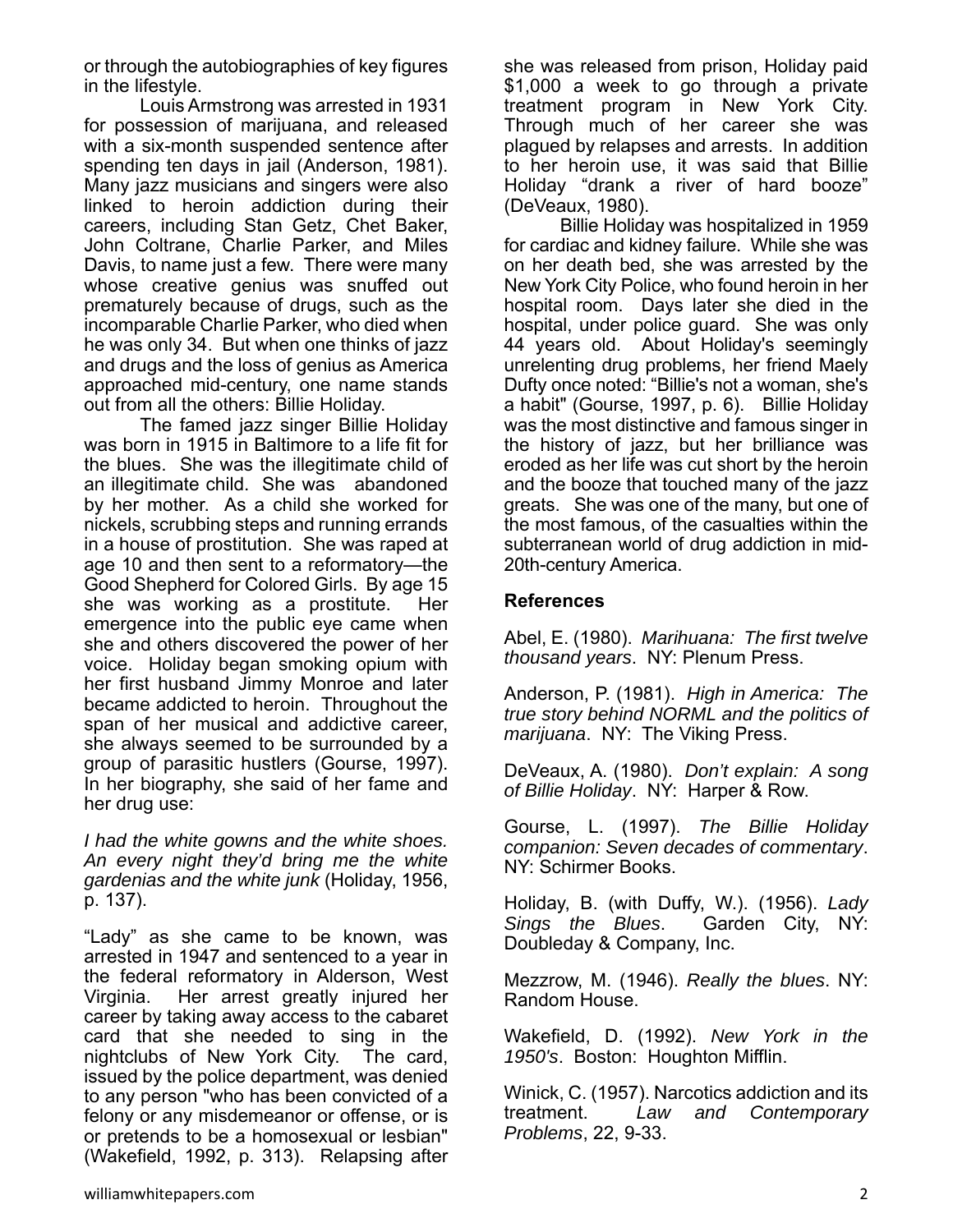or through the autobiographies of key figures in the lifestyle.

Louis Armstrong was arrested in 1931 for possession of marijuana, and released with a six-month suspended sentence after spending ten days in jail (Anderson, 1981). Many jazz musicians and singers were also linked to heroin addiction during their careers, including Stan Getz, Chet Baker, John Coltrane, Charlie Parker, and Miles Davis, to name just a few. There were many whose creative genius was snuffed out prematurely because of drugs, such as the incomparable Charlie Parker, who died when he was only 34. But when one thinks of jazz and drugs and the loss of genius as America approached mid-century, one name stands out from all the others: Billie Holiday.

The famed jazz singer Billie Holiday was born in 1915 in Baltimore to a life fit for the blues. She was the illegitimate child of an illegitimate child. She was abandoned by her mother. As a child she worked for nickels, scrubbing steps and running errands in a house of prostitution. She was raped at age 10 and then sent to a reformatory—the Good Shepherd for Colored Girls. By age 15 she was working as a prostitute. Her emergence into the public eye came when she and others discovered the power of her voice. Holiday began smoking opium with her first husband Jimmy Monroe and later became addicted to heroin. Throughout the span of her musical and addictive career, she always seemed to be surrounded by a group of parasitic hustlers (Gourse, 1997). In her biography, she said of her fame and her drug use:

*I had the white gowns and the white shoes. An every night they'd bring me the white gardenias and the white junk* (Holiday, 1956, p. 137).

"Lady" as she came to be known, was arrested in 1947 and sentenced to a year in the federal reformatory in Alderson, West Virginia. Her arrest greatly injured her career by taking away access to the cabaret card that she needed to sing in the nightclubs of New York City. The card, issued by the police department, was denied to any person "who has been convicted of a felony or any misdemeanor or offense, or is or pretends to be a homosexual or lesbian" (Wakefield, 1992, p. 313). Relapsing after she was released from prison, Holiday paid $1,000 a week to go through a private treatment program in New York City. Through much of her career she was plagued by relapses and arrests. In addition to her heroin use, it was said that Billie Holiday "drank a river of hard booze" (DeVeaux, 1980).

Billie Holiday was hospitalized in 1959 for cardiac and kidney failure. While she was on her death bed, she was arrested by the New York City Police, who found heroin in her hospital room. Days later she died in the hospital, under police guard. She was only 44 years old. About Holiday's seemingly unrelenting drug problems, her friend Maely Dufty once noted: "Billie's not a woman, she's a habit" (Gourse, 1997, p. 6). Billie Holiday was the most distinctive and famous singer in the history of jazz, but her brilliance was eroded as her life was cut short by the heroin and the booze that touched many of the jazz greats. She was one of the many, but one of the most famous, of the casualties within the subterranean world of drug addiction in mid-20th-century America.

### References

Abel, E. (1980). *Marihuana: The first twelve thousand years*. NY: Plenum Press.

Anderson, P. (1981). *High in America: The true story behind NORML and the politics of marijuana*. NY: The Viking Press.

DeVeaux, A. (1980). *Don't explain: A song of Billie Holiday*. NY: Harper & Row.

Gourse, L. (1997). *The Billie Holiday companion: Seven decades of commentary*. NY: Schirmer Books.

Holiday, B. (with Duffy, W.). (1956). *Lady Sings the Blues*. Garden City, NY: Doubleday & Company, Inc.

Mezzrow, M. (1946). *Really the blues*. NY: Random House.

Wakefield, D. (1992). *New York in the 1950's*. Boston: Houghton Mifflin.

Winick, C. (1957). Narcotics addiction and its treatment. *Law and Contemporary Problems*, 22, 9-33.